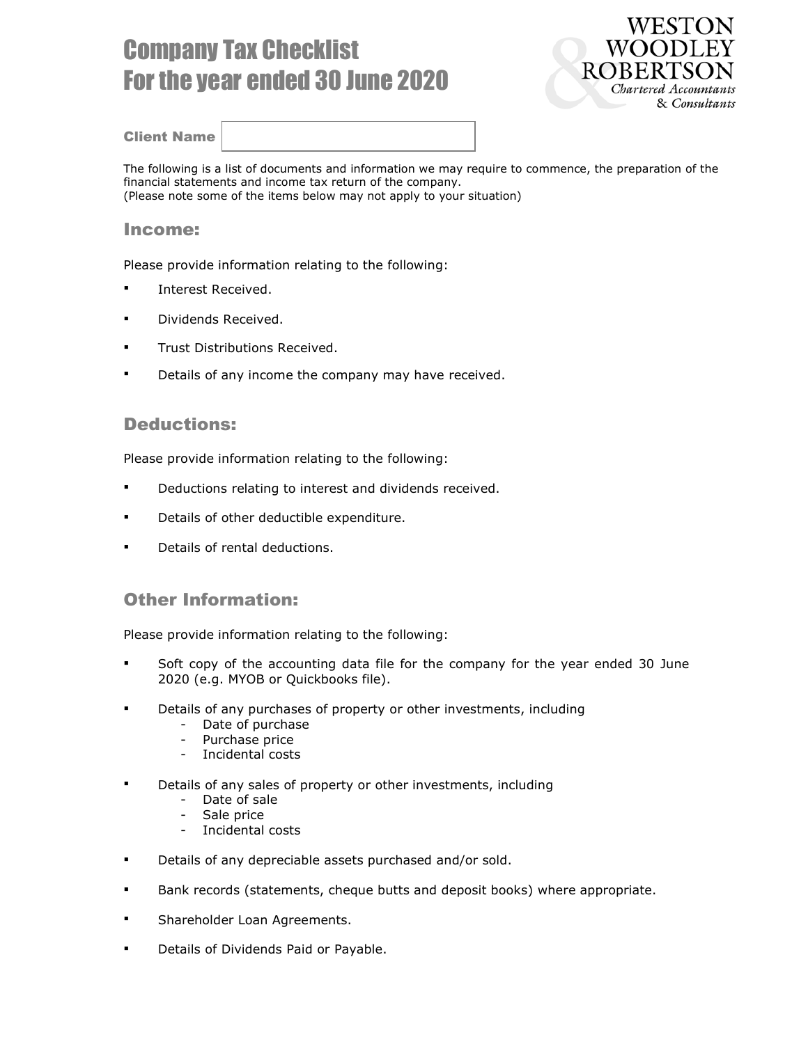# Company Tax Checklist
# For the year ended 30 June 2020

WESTON WOODLEY & ROBERTSON
*Chartered Accountants & Consultants*

**Client Name**

The following is a list of documents and information we may require to commence, the preparation of the financial statements and income tax return of the company.
(Please note some of the items below may not apply to your situation)

## Income:

Please provide information relating to the following:

- Interest Received.
- Dividends Received.
- Trust Distributions Received.
- Details of any income the company may have received.

## Deductions:

Please provide information relating to the following:

- Deductions relating to interest and dividends received.
- Details of other deductible expenditure.
- Details of rental deductions.

## Other Information:

Please provide information relating to the following:

- Soft copy of the accounting data file for the company for the year ended 30 June 2020 (e.g. MYOB or Quickbooks file).
- Details of any purchases of property or other investments, including
  - Date of purchase
  - Purchase price
  - Incidental costs
- Details of any sales of property or other investments, including
  - Date of sale
  - Sale price
  - Incidental costs
- Details of any depreciable assets purchased and/or sold.
- Bank records (statements, cheque butts and deposit books) where appropriate.
- Shareholder Loan Agreements.
- Details of Dividends Paid or Payable.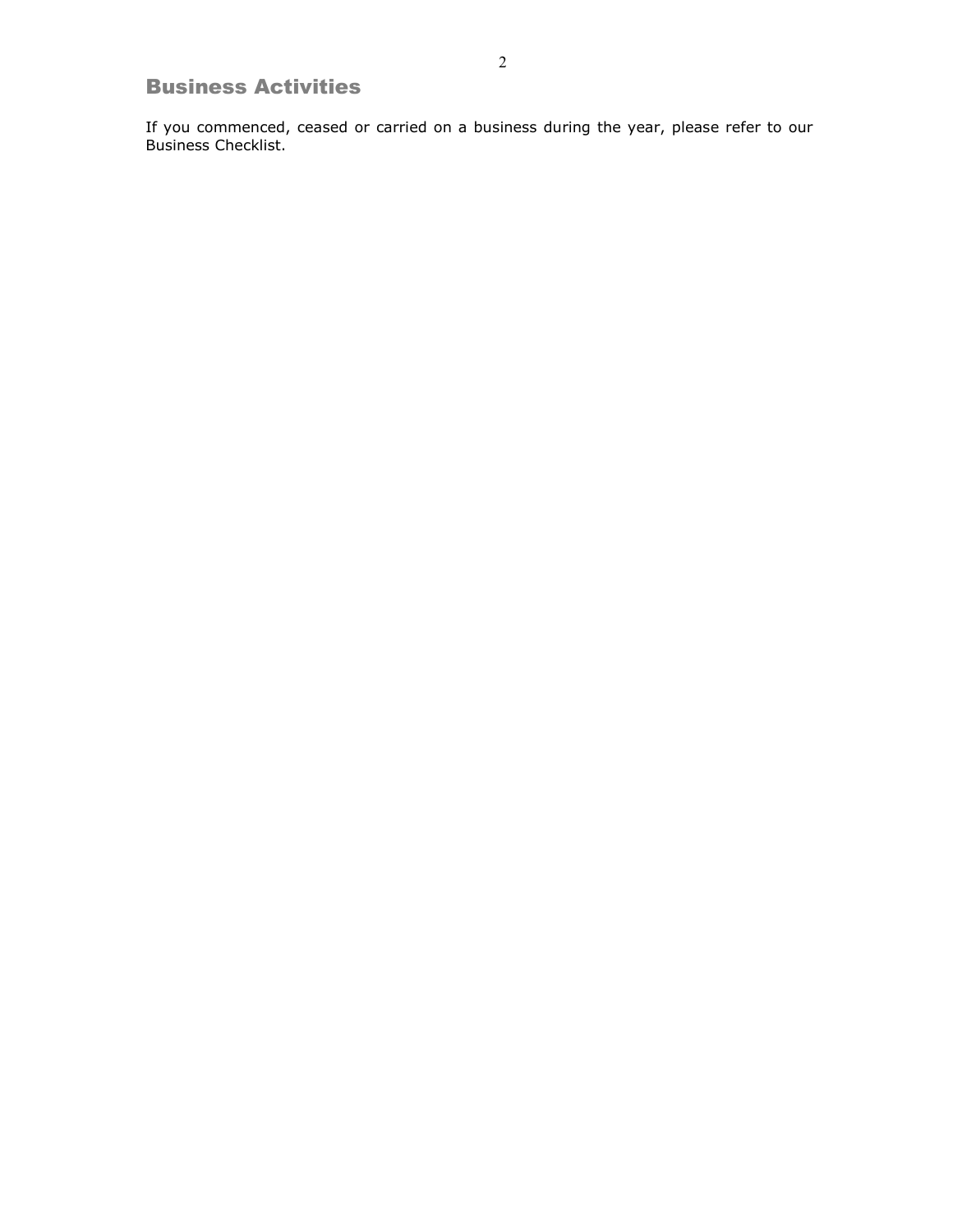## Business Activities

If you commenced, ceased or carried on a business during the year, please refer to our Business Checklist.